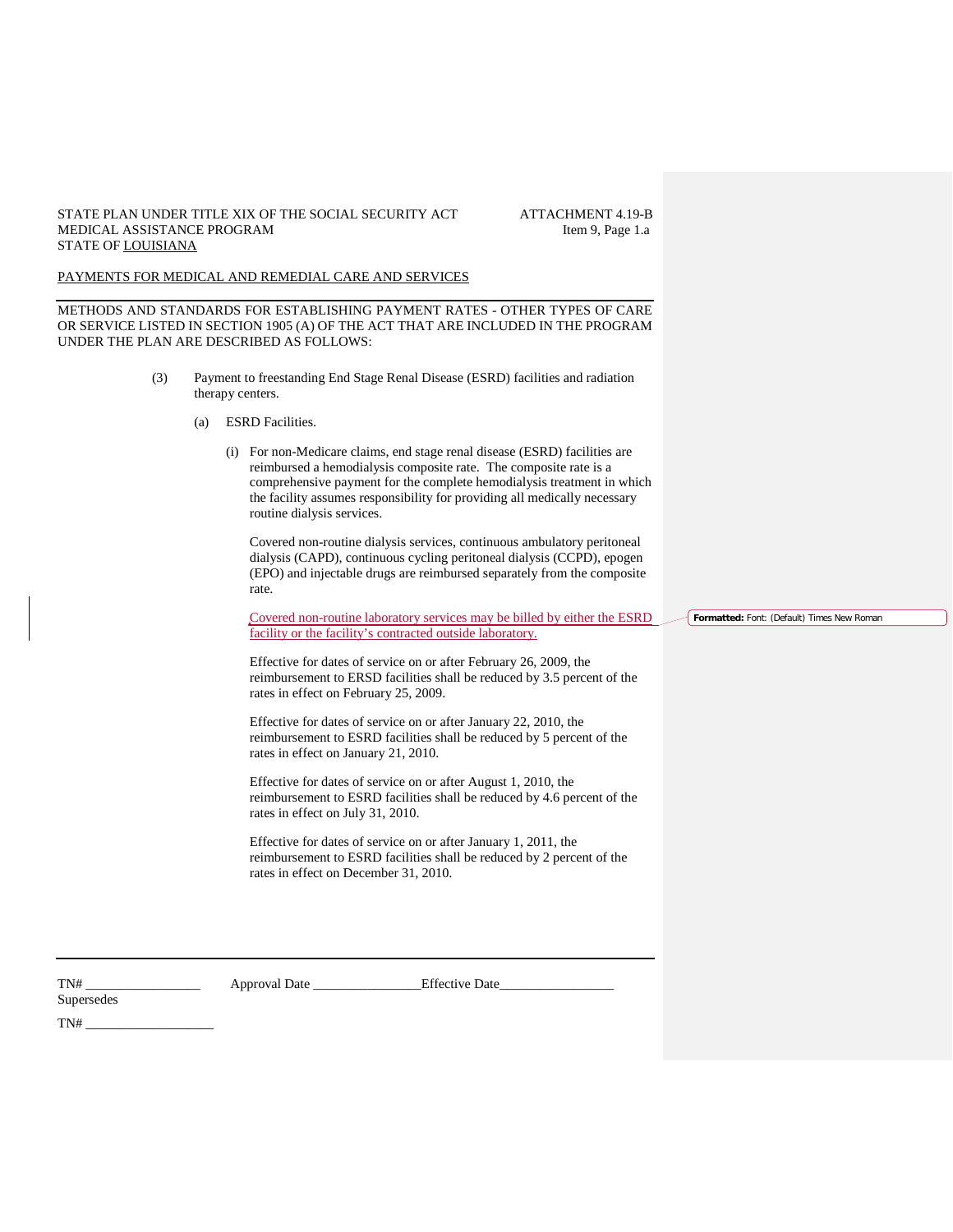STATE PLAN UNDER TITLE XIX OF THE SOCIAL SECURITY ACT
MEDICAL ASSISTANCE PROGRAM
STATE OF LOUISIANA

ATTACHMENT 4.19-B
Item 9, Page 1.a

PAYMENTS FOR MEDICAL AND REMEDIAL CARE AND SERVICES

METHODS AND STANDARDS FOR ESTABLISHING PAYMENT RATES - OTHER TYPES OF CARE OR SERVICE LISTED IN SECTION 1905 (A) OF THE ACT THAT ARE INCLUDED IN THE PROGRAM UNDER THE PLAN ARE DESCRIBED AS FOLLOWS:

(3) Payment to freestanding End Stage Renal Disease (ESRD) facilities and radiation therapy centers.

(a) ESRD Facilities.

(i) For non-Medicare claims, end stage renal disease (ESRD) facilities are reimbursed a hemodialysis composite rate. The composite rate is a comprehensive payment for the complete hemodialysis treatment in which the facility assumes responsibility for providing all medically necessary routine dialysis services.

Covered non-routine dialysis services, continuous ambulatory peritoneal dialysis (CAPD), continuous cycling peritoneal dialysis (CCPD), epogen (EPO) and injectable drugs are reimbursed separately from the composite rate.

Covered non-routine laboratory services may be billed by either the ESRD facility or the facility's contracted outside laboratory.

Effective for dates of service on or after February 26, 2009, the reimbursement to ERSD facilities shall be reduced by 3.5 percent of the rates in effect on February 25, 2009.

Effective for dates of service on or after January 22, 2010, the reimbursement to ESRD facilities shall be reduced by 5 percent of the rates in effect on January 21, 2010.

Effective for dates of service on or after August 1, 2010, the reimbursement to ESRD facilities shall be reduced by 4.6 percent of the rates in effect on July 31, 2010.

Effective for dates of service on or after January 1, 2011, the reimbursement to ESRD facilities shall be reduced by 2 percent of the rates in effect on December 31, 2010.

TN# _________________ Approval Date ________________ Effective Date_________________
Supersedes
TN# ___________________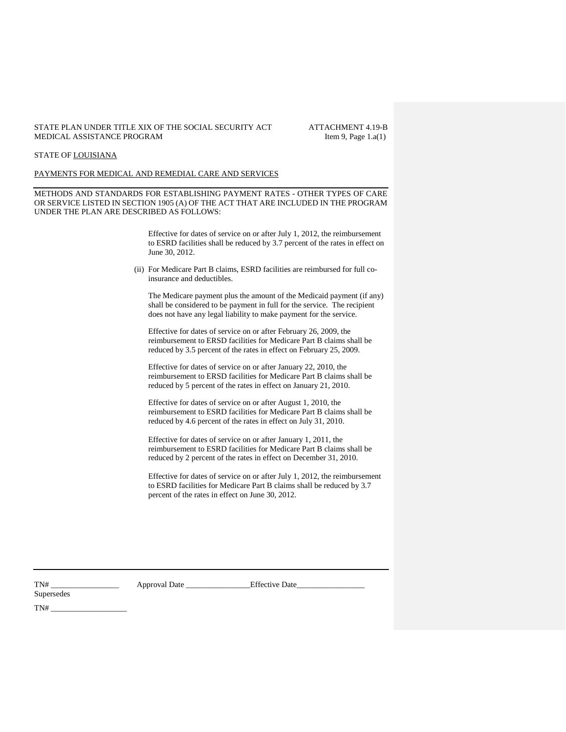STATE PLAN UNDER TITLE XIX OF THE SOCIAL SECURITY ACT
MEDICAL ASSISTANCE PROGRAM

ATTACHMENT 4.19-B
Item 9, Page 1.a(1)

STATE OF LOUISIANA

PAYMENTS FOR MEDICAL AND REMEDIAL CARE AND SERVICES

METHODS AND STANDARDS FOR ESTABLISHING PAYMENT RATES - OTHER TYPES OF CARE OR SERVICE LISTED IN SECTION 1905 (A) OF THE ACT THAT ARE INCLUDED IN THE PROGRAM UNDER THE PLAN ARE DESCRIBED AS FOLLOWS:

Effective for dates of service on or after July 1, 2012, the reimbursement to ESRD facilities shall be reduced by 3.7 percent of the rates in effect on June 30, 2012.

(ii) For Medicare Part B claims, ESRD facilities are reimbursed for full co-insurance and deductibles.

The Medicare payment plus the amount of the Medicaid payment (if any) shall be considered to be payment in full for the service. The recipient does not have any legal liability to make payment for the service.

Effective for dates of service on or after February 26, 2009, the reimbursement to ERSD facilities for Medicare Part B claims shall be reduced by 3.5 percent of the rates in effect on February 25, 2009.

Effective for dates of service on or after January 22, 2010, the reimbursement to ERSD facilities for Medicare Part B claims shall be reduced by 5 percent of the rates in effect on January 21, 2010.

Effective for dates of service on or after August 1, 2010, the reimbursement to ESRD facilities for Medicare Part B claims shall be reduced by 4.6 percent of the rates in effect on July 31, 2010.

Effective for dates of service on or after January 1, 2011, the reimbursement to ESRD facilities for Medicare Part B claims shall be reduced by 2 percent of the rates in effect on December 31, 2010.

Effective for dates of service on or after July 1, 2012, the reimbursement to ESRD facilities for Medicare Part B claims shall be reduced by 3.7 percent of the rates in effect on June 30, 2012.

TN# \_\_\_\_\_\_\_\_\_\_\_\_\_\_\_\_ Approval Date \_\_\_\_\_\_\_\_\_\_\_\_\_\_\_\_ Effective Date \_\_\_\_\_\_\_\_\_\_\_\_\_\_\_\_
Supersedes
TN# \_\_\_\_\_\_\_\_\_\_\_\_\_\_\_\_